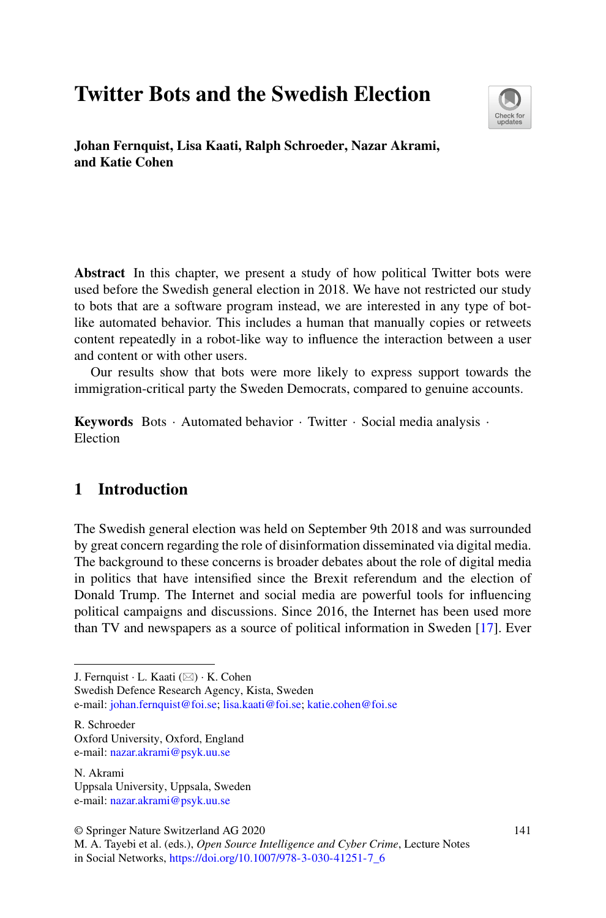# Twitter Bots and the Swedish Election

**Johan Fernquist, Lisa Kaati, Ralph Schroeder, Nazar Akrami, and Katie Cohen**

**Abstract** In this chapter, we present a study of how political Twitter bots were used before the Swedish general election in 2018. We have not restricted our study to bots that are a software program instead, we are interested in any type of bot-like automated behavior. This includes a human that manually copies or retweets content repeatedly in a robot-like way to influence the interaction between a user and content or with other users.

Our results show that bots were more likely to express support towards the immigration-critical party the Sweden Democrats, compared to genuine accounts.

**Keywords** Bots · Automated behavior · Twitter · Social media analysis · Election

## 1 Introduction

The Swedish general election was held on September 9th 2018 and was surrounded by great concern regarding the role of disinformation disseminated via digital media. The background to these concerns is broader debates about the role of digital media in politics that have intensified since the Brexit referendum and the election of Donald Trump. The Internet and social media are powerful tools for influencing political campaigns and discussions. Since 2016, the Internet has been used more than TV and newspapers as a source of political information in Sweden [17]. Ever

---

J. Fernquist · L. Kaati (✉) · K. Cohen
Swedish Defence Research Agency, Kista, Sweden
e-mail: johan.fernquist@foi.se; lisa.kaati@foi.se; katie.cohen@foi.se

R. Schroeder
Oxford University, Oxford, England
e-mail: nazar.akrami@psyk.uu.se

N. Akrami
Uppsala University, Uppsala, Sweden
e-mail: nazar.akrami@psyk.uu.se

© Springer Nature Switzerland AG 2020
M. A. Tayebi et al. (eds.), *Open Source Intelligence and Cyber Crime*, Lecture Notes in Social Networks, https://doi.org/10.1007/978-3-030-41251-7_6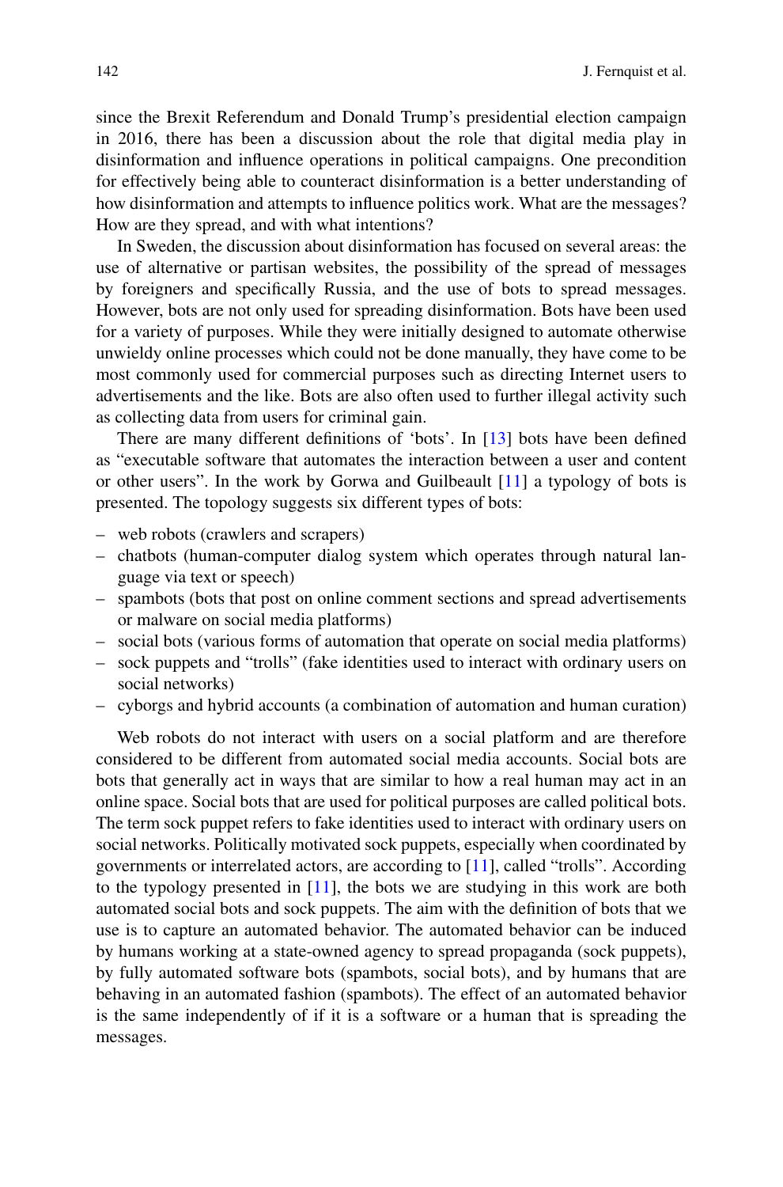since the Brexit Referendum and Donald Trump's presidential election campaign in 2016, there has been a discussion about the role that digital media play in disinformation and influence operations in political campaigns. One precondition for effectively being able to counteract disinformation is a better understanding of how disinformation and attempts to influence politics work. What are the messages? How are they spread, and with what intentions?

In Sweden, the discussion about disinformation has focused on several areas: the use of alternative or partisan websites, the possibility of the spread of messages by foreigners and specifically Russia, and the use of bots to spread messages. However, bots are not only used for spreading disinformation. Bots have been used for a variety of purposes. While they were initially designed to automate otherwise unwieldy online processes which could not be done manually, they have come to be most commonly used for commercial purposes such as directing Internet users to advertisements and the like. Bots are also often used to further illegal activity such as collecting data from users for criminal gain.

There are many different definitions of 'bots'. In [13] bots have been defined as "executable software that automates the interaction between a user and content or other users". In the work by Gorwa and Guilbeault [11] a typology of bots is presented. The topology suggests six different types of bots:

- web robots (crawlers and scrapers)
- chatbots (human-computer dialog system which operates through natural language via text or speech)
- spambots (bots that post on online comment sections and spread advertisements or malware on social media platforms)
- social bots (various forms of automation that operate on social media platforms)
- sock puppets and "trolls" (fake identities used to interact with ordinary users on social networks)
- cyborgs and hybrid accounts (a combination of automation and human curation)

Web robots do not interact with users on a social platform and are therefore considered to be different from automated social media accounts. Social bots are bots that generally act in ways that are similar to how a real human may act in an online space. Social bots that are used for political purposes are called political bots. The term sock puppet refers to fake identities used to interact with ordinary users on social networks. Politically motivated sock puppets, especially when coordinated by governments or interrelated actors, are according to [11], called "trolls". According to the typology presented in [11], the bots we are studying in this work are both automated social bots and sock puppets. The aim with the definition of bots that we use is to capture an automated behavior. The automated behavior can be induced by humans working at a state-owned agency to spread propaganda (sock puppets), by fully automated software bots (spambots, social bots), and by humans that are behaving in an automated fashion (spambots). The effect of an automated behavior is the same independently of if it is a software or a human that is spreading the messages.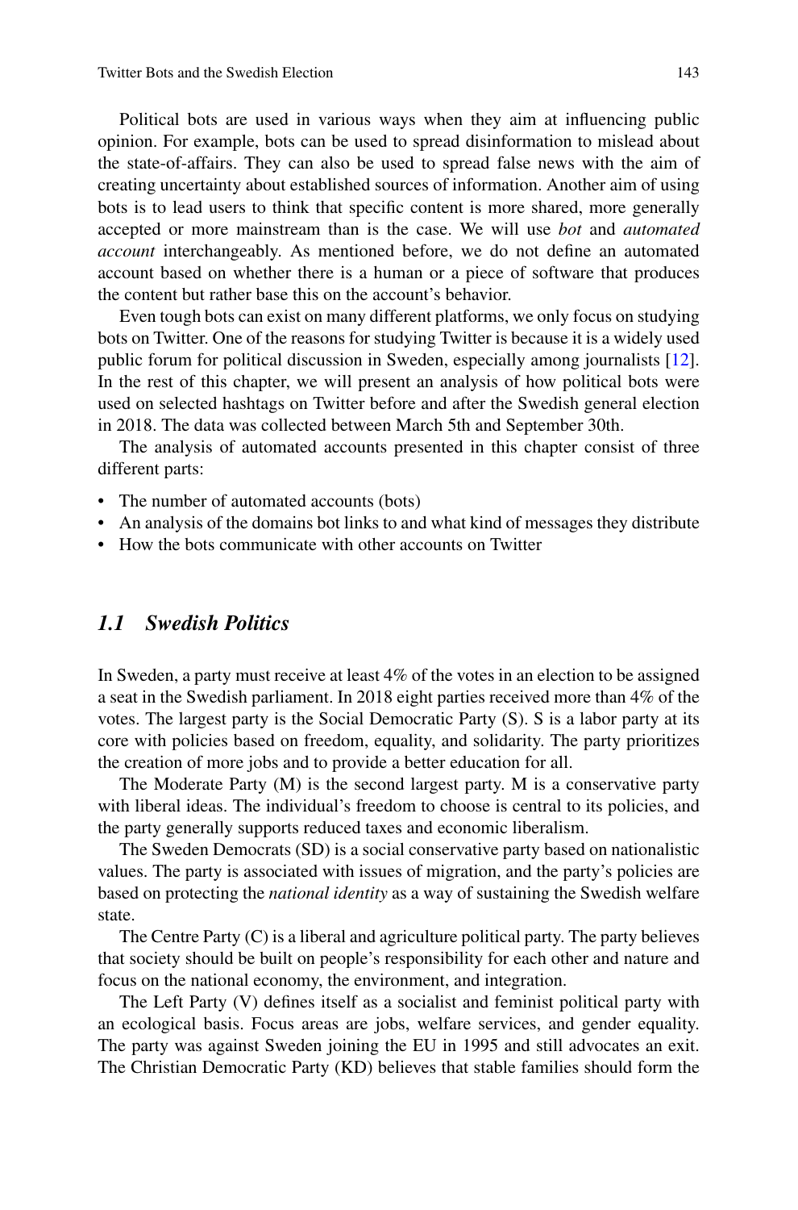Political bots are used in various ways when they aim at influencing public opinion. For example, bots can be used to spread disinformation to mislead about the state-of-affairs. They can also be used to spread false news with the aim of the creating uncertainty about established sources of information. Another aim of using bots is to lead users to think that specific content is more shared, more generally accepted or more mainstream than is the case. We will use *bot* and *automated account* interchangeably. As mentioned before, we do not define an automated account based on whether there is a human or a piece of software that produces the content but rather base this on the account's behavior.

Even tough bots can exist on many different platforms, we only focus on studying bots on Twitter. One of the reasons for studying Twitter is because it is a widely used public forum for political discussion in Sweden, especially among journalists [12]. In the rest of this chapter, we will present an analysis of how political bots were used on selected hashtags on Twitter before and after the Swedish general election in 2018. The data was collected between March 5th and September 30th.

The analysis of automated accounts presented in this chapter consist of three different parts:

- The number of automated accounts (bots)
- An analysis of the domains bot links to and what kind of messages they distribute
- How the bots communicate with other accounts on Twitter

## *1.1 Swedish Politics*

In Sweden, a party must receive at least 4% of the votes in an election to be assigned a seat in the Swedish parliament. In 2018 eight parties received more than 4% of the votes. The largest party is the Social Democratic Party (S). S is a labor party at its core with policies based on freedom, equality, and solidarity. The party prioritizes the creation of more jobs and to provide a better education for all.

The Moderate Party (M) is the second largest party. M is a conservative party with liberal ideas. The individual's freedom to choose is central to its policies, and the party generally supports reduced taxes and economic liberalism.

The Sweden Democrats (SD) is a social conservative party based on nationalistic values. The party is associated with issues of migration, and the party's policies are based on protecting the *national identity* as a way of sustaining the Swedish welfare state.

The Centre Party (C) is a liberal and agriculture political party. The party believes that society should be built on people's responsibility for each other and nature and focus on the national economy, the environment, and integration.

The Left Party (V) defines itself as a socialist and feminist political party with an ecological basis. Focus areas are jobs, welfare services, and gender equality. The party was against Sweden joining the EU in 1995 and still advocates an exit. The Christian Democratic Party (KD) believes that stable families should form the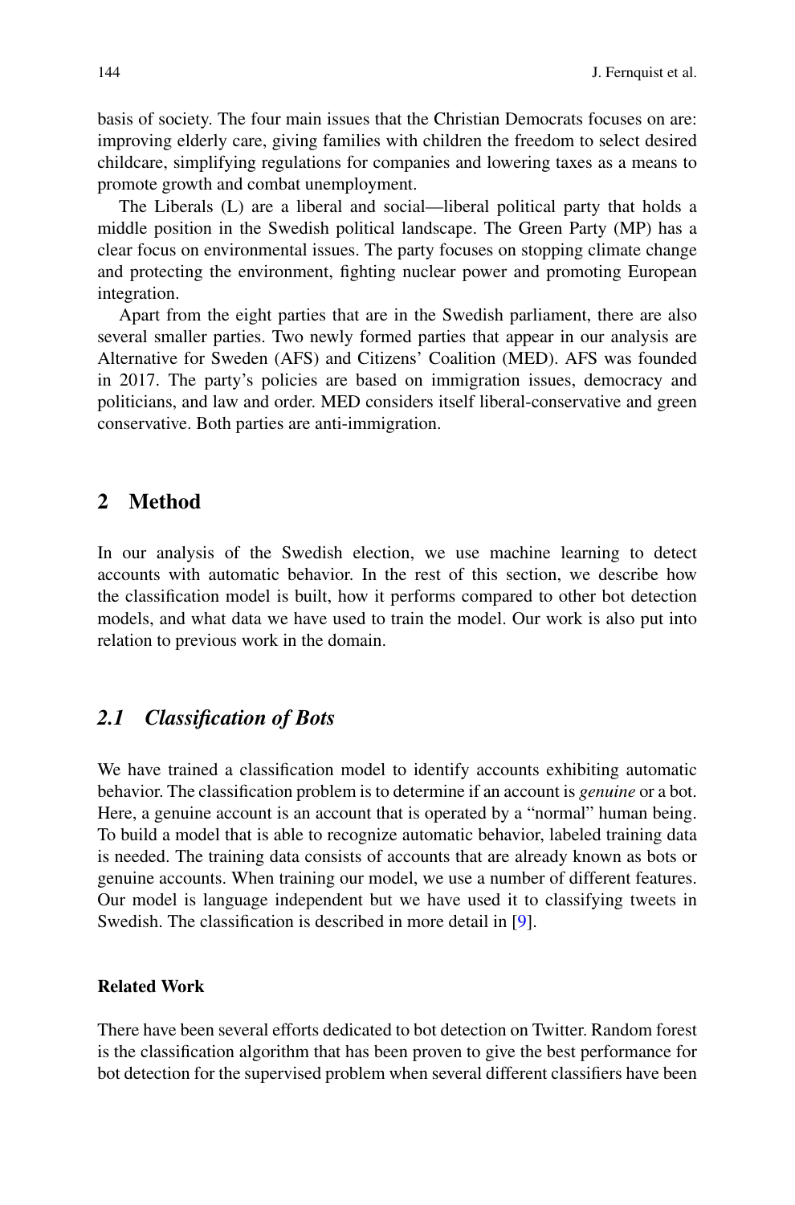basis of society. The four main issues that the Christian Democrats focuses on are: improving elderly care, giving families with children the freedom to select desired childcare, simplifying regulations for companies and lowering taxes as a means to promote growth and combat unemployment.

The Liberals (L) are a liberal and social—liberal political party that holds a middle position in the Swedish political landscape. The Green Party (MP) has a clear focus on environmental issues. The party focuses on stopping climate change and protecting the environment, fighting nuclear power and promoting European integration.

Apart from the eight parties that are in the Swedish parliament, there are also several smaller parties. Two newly formed parties that appear in our analysis are Alternative for Sweden (AFS) and Citizens' Coalition (MED). AFS was founded in 2017. The party's policies are based on immigration issues, democracy and politicians, and law and order. MED considers itself liberal-conservative and green conservative. Both parties are anti-immigration.

## 2 Method

In our analysis of the Swedish election, we use machine learning to detect accounts with automatic behavior. In the rest of this section, we describe how the classification model is built, how it performs compared to other bot detection models, and what data we have used to train the model. Our work is also put into relation to previous work in the domain.

### 2.1 Classification of Bots

We have trained a classification model to identify accounts exhibiting automatic behavior. The classification problem is to determine if an account is *genuine* or a bot. Here, a genuine account is an account that is operated by a "normal" human being. To build a model that is able to recognize automatic behavior, labeled training data is needed. The training data consists of accounts that are already known as bots or genuine accounts. When training our model, we use a number of different features. Our model is language independent but we have used it to classifying tweets in Swedish. The classification is described in more detail in [9].

#### Related Work

There have been several efforts dedicated to bot detection on Twitter. Random forest is the classification algorithm that has been proven to give the best performance for bot detection for the supervised problem when several different classifiers have been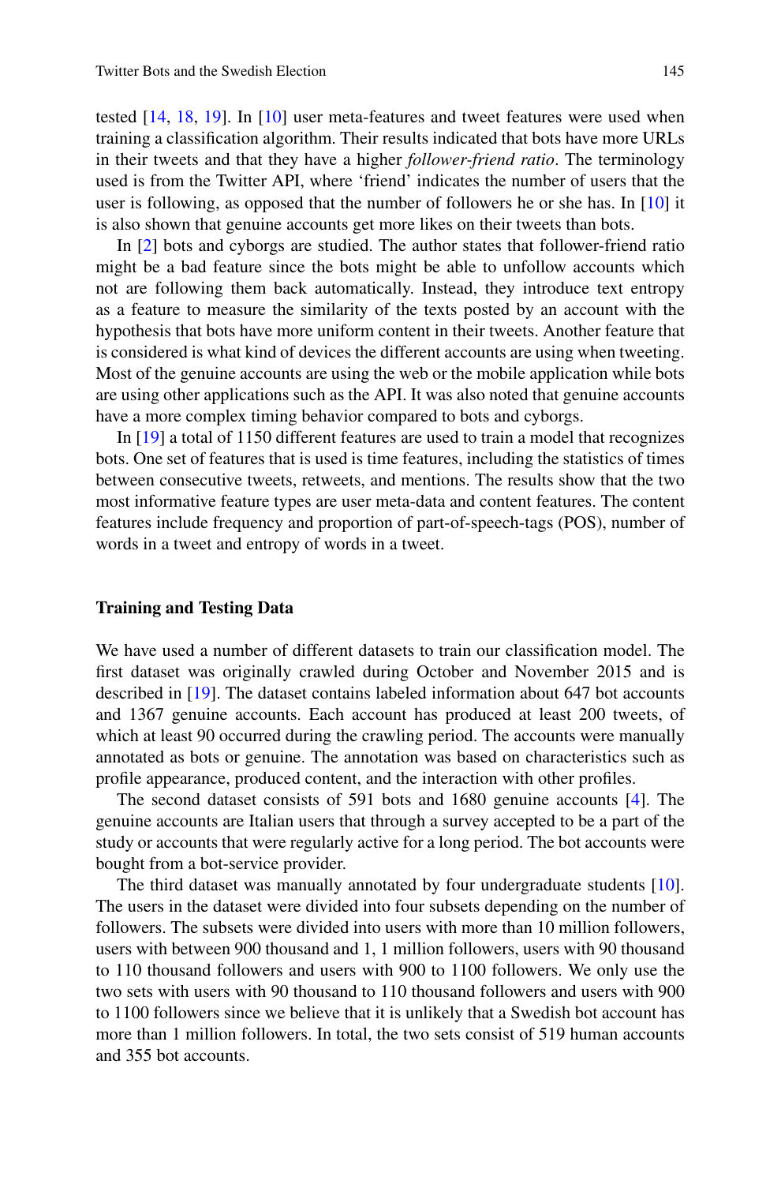tested [14, 18, 19]. In [10] user meta-features and tweet features were used when training a classification algorithm. Their results indicated that bots have more URLs in their tweets and that they have a higher *follower-friend ratio*. The terminology used is from the Twitter API, where 'friend' indicates the number of users that the user is following, as opposed that the number of followers he or she has. In [10] it is also shown that genuine accounts get more likes on their tweets than bots.

In [2] bots and cyborgs are studied. The author states that follower-friend ratio might be a bad feature since the bots might be able to unfollow accounts which not are following them back automatically. Instead, they introduce text entropy as a feature to measure the similarity of the texts posted by an account with the hypothesis that bots have more uniform content in their tweets. Another feature that is considered is what kind of devices the different accounts are using when tweeting. Most of the genuine accounts are using the web or the mobile application while bots are using other applications such as the API. It was also noted that genuine accounts have a more complex timing behavior compared to bots and cyborgs.

In [19] a total of 1150 different features are used to train a model that recognizes bots. One set of features that is used is time features, including the statistics of times between consecutive tweets, retweets, and mentions. The results show that the two most informative feature types are user meta-data and content features. The content features include frequency and proportion of part-of-speech-tags (POS), number of words in a tweet and entropy of words in a tweet.

### Training and Testing Data

We have used a number of different datasets to train our classification model. The first dataset was originally crawled during October and November 2015 and is described in [19]. The dataset contains labeled information about 647 bot accounts and 1367 genuine accounts. Each account has produced at least 200 tweets, of which at least 90 occurred during the crawling period. The accounts were manually annotated as bots or genuine. The annotation was based on characteristics such as profile appearance, produced content, and the interaction with other profiles.

The second dataset consists of 591 bots and 1680 genuine accounts [4]. The genuine accounts are Italian users that through a survey accepted to be a part of the study or accounts that were regularly active for a long period. The bot accounts were bought from a bot-service provider.

The third dataset was manually annotated by four undergraduate students [10]. The users in the dataset were divided into four subsets depending on the number of followers. The subsets were divided into users with more than 10 million followers, users with between 900 thousand and 1, 1 million followers, users with 90 thousand to 110 thousand followers and users with 900 to 1100 followers. We only use the two sets with users with 90 thousand to 110 thousand followers and users with 900 to 1100 followers since we believe that it is unlikely that a Swedish bot account has more than 1 million followers. In total, the two sets consist of 519 human accounts and 355 bot accounts.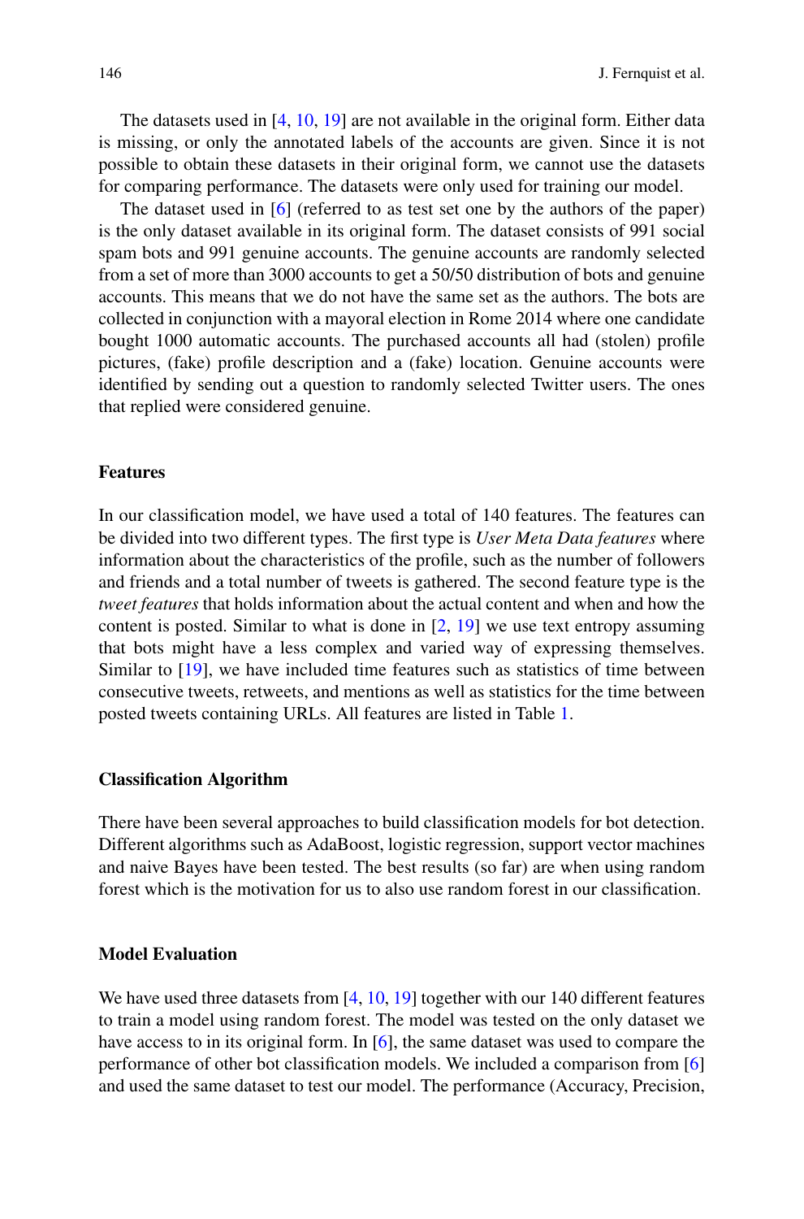The datasets used in [4, 10, 19] are not available in the original form. Either data is missing, or only the annotated labels of the accounts are given. Since it is not possible to obtain these datasets in their original form, we cannot use the datasets for comparing performance. The datasets were only used for training our model.

The dataset used in [6] (referred to as test set one by the authors of the paper) is the only dataset available in its original form. The dataset consists of 991 social spam bots and 991 genuine accounts. The genuine accounts are randomly selected from a set of more than 3000 accounts to get a 50/50 distribution of bots and genuine accounts. This means that we do not have the same set as the authors. The bots are collected in conjunction with a mayoral election in Rome 2014 where one candidate bought 1000 automatic accounts. The purchased accounts all had (stolen) profile pictures, (fake) profile description and a (fake) location. Genuine accounts were identified by sending out a question to randomly selected Twitter users. The ones that replied were considered genuine.

### Features

In our classification model, we have used a total of 140 features. The features can be divided into two different types. The first type is *User Meta Data features* where information about the characteristics of the profile, such as the number of followers and friends and a total number of tweets is gathered. The second feature type is the *tweet features* that holds information about the actual content and when and how the content is posted. Similar to what is done in [2, 19] we use text entropy assuming that bots might have a less complex and varied way of expressing themselves. Similar to [19], we have included time features such as statistics of time between consecutive tweets, retweets, and mentions as well as statistics for the time between posted tweets containing URLs. All features are listed in Table 1.

### Classification Algorithm

There have been several approaches to build classification models for bot detection. Different algorithms such as AdaBoost, logistic regression, support vector machines and naive Bayes have been tested. The best results (so far) are when using random forest which is the motivation for us to also use random forest in our classification.

### Model Evaluation

We have used three datasets from [4, 10, 19] together with our 140 different features to train a model using random forest. The model was tested on the only dataset we have access to in its original form. In [6], the same dataset was used to compare the performance of other bot classification models. We included a comparison from [6] and used the same dataset to test our model. The performance (Accuracy, Precision,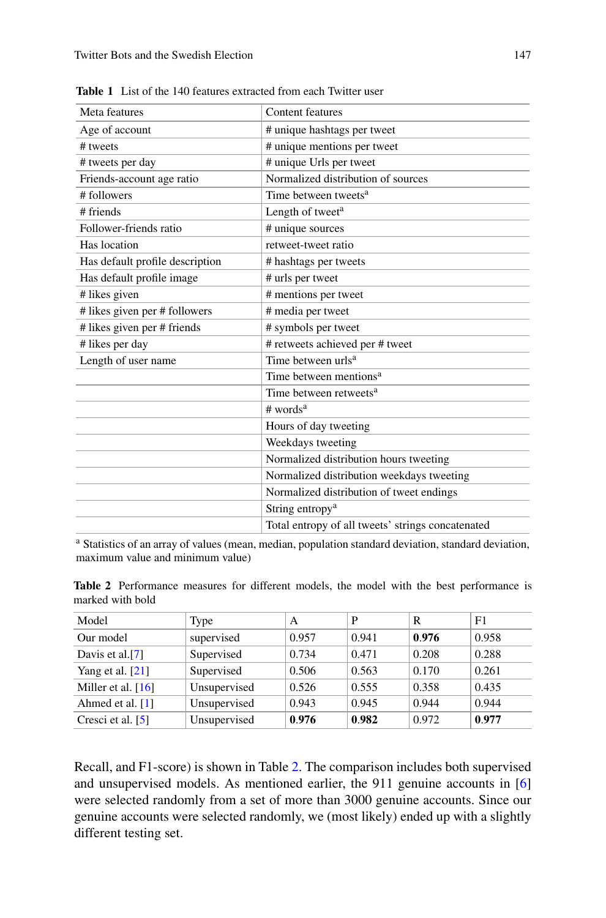**Table 1** List of the 140 features extracted from each Twitter user

| Meta features | Content features |
|---|---|
| Age of account | # unique hashtags per tweet |
| # tweets | # unique mentions per tweet |
| # tweets per day | # unique Urls per tweet |
| Friends-account age ratio | Normalized distribution of sources |
| # followers | Time between tweets[a] |
| # friends | Length of tweet[a] |
| Follower-friends ratio | # unique sources |
| Has location | retweet-tweet ratio |
| Has default profile description | # hashtags per tweets |
| Has default profile image | # urls per tweet |
| # likes given | # mentions per tweet |
| # likes given per # followers | # media per tweet |
| # likes given per # friends | # symbols per tweet |
| # likes per day | # retweets achieved per # tweet |
| Length of user name | Time between urls[a] |
| | Time between mentions[a] |
| | Time between retweets[a] |
| | # words[a] |
| | Hours of day tweeting |
| | Weekdays tweeting |
| | Normalized distribution hours tweeting |
| | Normalized distribution weekdays tweeting |
| | Normalized distribution of tweet endings |
| | String entropy[a] |
| | Total entropy of all tweets' strings concatenated |

[a] Statistics of an array of values (mean, median, population standard deviation, standard deviation, maximum value and minimum value)

**Table 2** Performance measures for different models, the model with the best performance is marked with bold

| Model | Type | A | P | R | F1 |
|---|---|---|---|---|---|
| Our model | supervised | 0.957 | 0.941 | **0.976** | 0.958 |
| Davis et al.[7] | Supervised | 0.734 | 0.471 | 0.208 | 0.288 |
| Yang et al. [21] | Supervised | 0.506 | 0.563 | 0.170 | 0.261 |
| Miller et al. [16] | Unsupervised | 0.526 | 0.555 | 0.358 | 0.435 |
| Ahmed et al. [1] | Unsupervised | 0.943 | 0.945 | 0.944 | 0.944 |
| Cresci et al. [5] | Unsupervised | **0.976** | **0.982** | 0.972 | **0.977** |

Recall, and F1-score) is shown in Table 2. The comparison includes both supervised and unsupervised models. As mentioned earlier, the 911 genuine accounts in [6] were selected randomly from a set of more than 3000 genuine accounts. Since our genuine accounts were selected randomly, we (most likely) ended up with a slightly different testing set.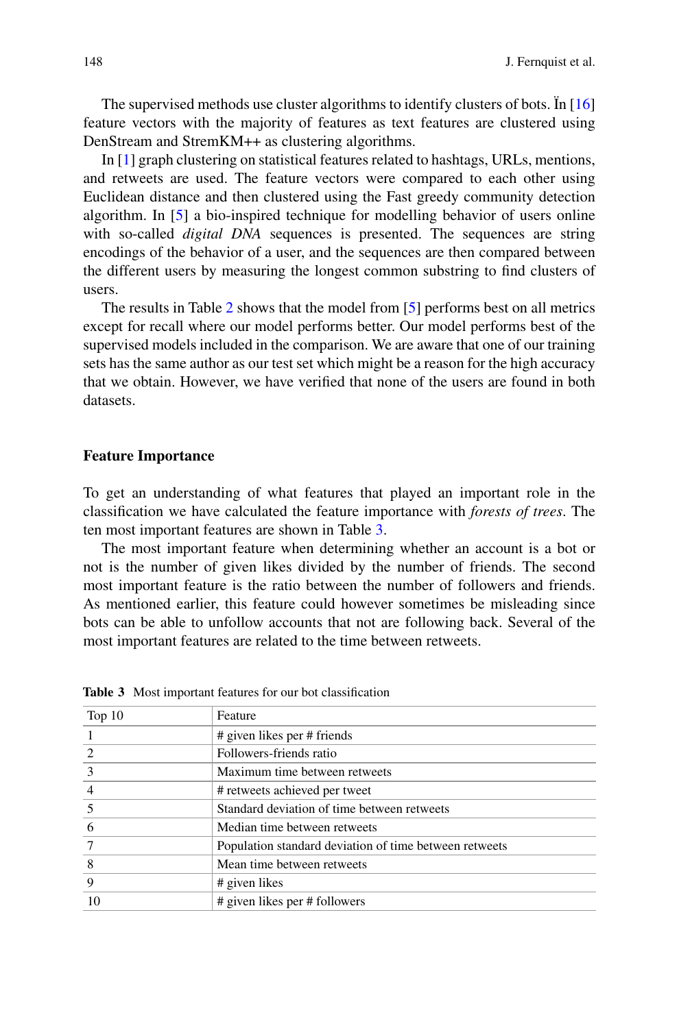The supervised methods use cluster algorithms to identify clusters of bots. Ïn [16] feature vectors with the majority of features as text features are clustered using DenStream and StremKM++ as clustering algorithms.

In [1] graph clustering on statistical features related to hashtags, URLs, mentions, and retweets are used. The feature vectors were compared to each other using Euclidean distance and then clustered using the Fast greedy community detection algorithm. In [5] a bio-inspired technique for modelling behavior of users online with so-called *digital DNA* sequences is presented. The sequences are string encodings of the behavior of a user, and the sequences are then compared between the different users by measuring the longest common substring to find clusters of users.

The results in Table 2 shows that the model from [5] performs best on all metrics except for recall where our model performs better. Our model performs best of the supervised models included in the comparison. We are aware that one of our training sets has the same author as our test set which might be a reason for the high accuracy that we obtain. However, we have verified that none of the users are found in both datasets.

### Feature Importance

To get an understanding of what features that played an important role in the classification we have calculated the feature importance with *forests of trees*. The ten most important features are shown in Table 3.

The most important feature when determining whether an account is a bot or not is the number of given likes divided by the number of friends. The second most important feature is the ratio between the number of followers and friends. As mentioned earlier, this feature could however sometimes be misleading since bots can be able to unfollow accounts that not are following back. Several of the most important features are related to the time between retweets.

**Table 3** Most important features for our bot classification

| Top 10 | Feature |
|---|---|
| 1 | # given likes per # friends |
| 2 | Followers-friends ratio |
| 3 | Maximum time between retweets |
| 4 | # retweets achieved per tweet |
| 5 | Standard deviation of time between retweets |
| 6 | Median time between retweets |
| 7 | Population standard deviation of time between retweets |
| 8 | Mean time between retweets |
| 9 | # given likes |
| 10 | # given likes per # followers |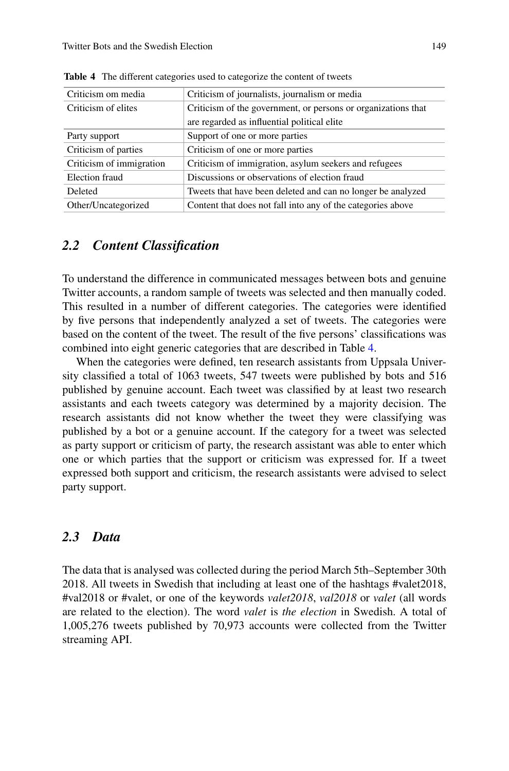**Table 4** The different categories used to categorize the content of tweets

| | |
|---|---|
| Criticism om media | Criticism of journalists, journalism or media |
| Criticism of elites | Criticism of the government, or persons or organizations that are regarded as influential political elite |
| Party support | Support of one or more parties |
| Criticism of parties | Criticism of one or more parties |
| Criticism of immigration | Criticism of immigration, asylum seekers and refugees |
| Election fraud | Discussions or observations of election fraud |
| Deleted | Tweets that have been deleted and can no longer be analyzed |
| Other/Uncategorized | Content that does not fall into any of the categories above |

## 2.2 Content Classification

To understand the difference in communicated messages between bots and genuine Twitter accounts, a random sample of tweets was selected and then manually coded. This resulted in a number of different categories. The categories were identified by five persons that independently analyzed a set of tweets. The categories were based on the content of the tweet. The result of the five persons' classifications was combined into eight generic categories that are described in Table 4.

When the categories were defined, ten research assistants from Uppsala University classified a total of 1063 tweets, 547 tweets were published by bots and 516 published by genuine account. Each tweet was classified by at least two research assistants and each tweets category was determined by a majority decision. The research assistants did not know whether the tweet they were classifying was published by a bot or a genuine account. If the category for a tweet was selected as party support or criticism of party, the research assistant was able to enter which one or which parties that the support or criticism was expressed for. If a tweet expressed both support and criticism, the research assistants were advised to select party support.

## 2.3 Data

The data that is analysed was collected during the period March 5th–September 30th 2018. All tweets in Swedish that including at least one of the hashtags #valet2018, #val2018 or #valet, or one of the keywords *valet2018*, *val2018* or *valet* (all words are related to the election). The word *valet* is *the election* in Swedish. A total of 1,005,276 tweets published by 70,973 accounts were collected from the Twitter streaming API.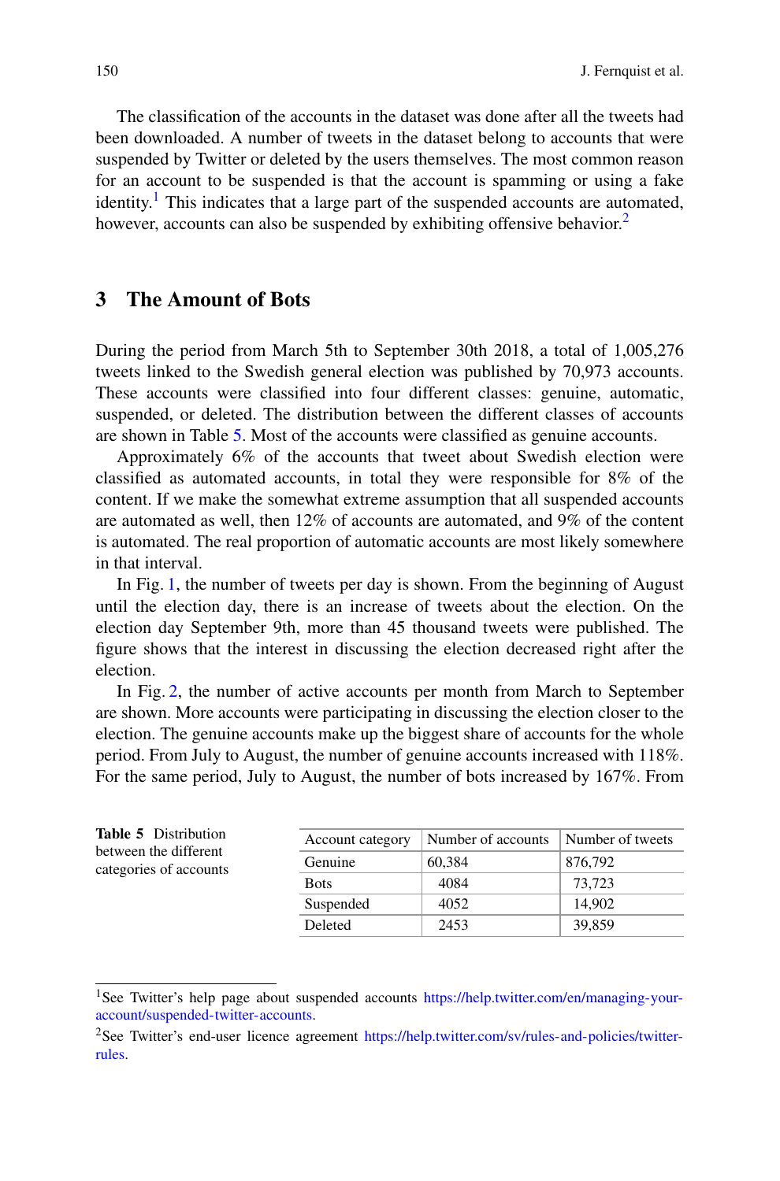The classification of the accounts in the dataset was done after all the tweets had been downloaded. A number of tweets in the dataset belong to accounts that were suspended by Twitter or deleted by the users themselves. The most common reason for an account to be suspended is that the account is spamming or using a fake identity.[1] This indicates that a large part of the suspended accounts are automated, however, accounts can also be suspended by exhibiting offensive behavior.[2]

## 3 The Amount of Bots

During the period from March 5th to September 30th 2018, a total of 1,005,276 tweets linked to the Swedish general election was published by 70,973 accounts. These accounts were classified into four different classes: genuine, automatic, suspended, or deleted. The distribution between the different classes of accounts are shown in Table 5. Most of the accounts were classified as genuine accounts.

Approximately 6% of the accounts that tweet about Swedish election were classified as automated accounts, in total they were responsible for 8% of the content. If we make the somewhat extreme assumption that all suspended accounts are automated as well, then 12% of accounts are automated, and 9% of the content is automated. The real proportion of automatic accounts are most likely somewhere in that interval.

In Fig. 1, the number of tweets per day is shown. From the beginning of August until the election day, there is an increase of tweets about the election. On the election day September 9th, more than 45 thousand tweets were published. The figure shows that the interest in discussing the election decreased right after the election.

In Fig. 2, the number of active accounts per month from March to September are shown. More accounts were participating in discussing the election closer to the election. The genuine accounts make up the biggest share of accounts for the whole period. From July to August, the number of genuine accounts increased with 118%. For the same period, July to August, the number of bots increased by 167%. From

**Table 5** Distribution between the different categories of accounts

| Account category | Number of accounts | Number of tweets |
|---|---|---|
| Genuine | 60,384 | 876,792 |
| Bots | 4084 | 73,723 |
| Suspended | 4052 | 14,902 |
| Deleted | 2453 | 39,859 |

[1] See Twitter's help page about suspended accounts https://help.twitter.com/en/managing-your-account/suspended-twitter-accounts.

[2] See Twitter's end-user licence agreement https://help.twitter.com/sv/rules-and-policies/twitter-rules.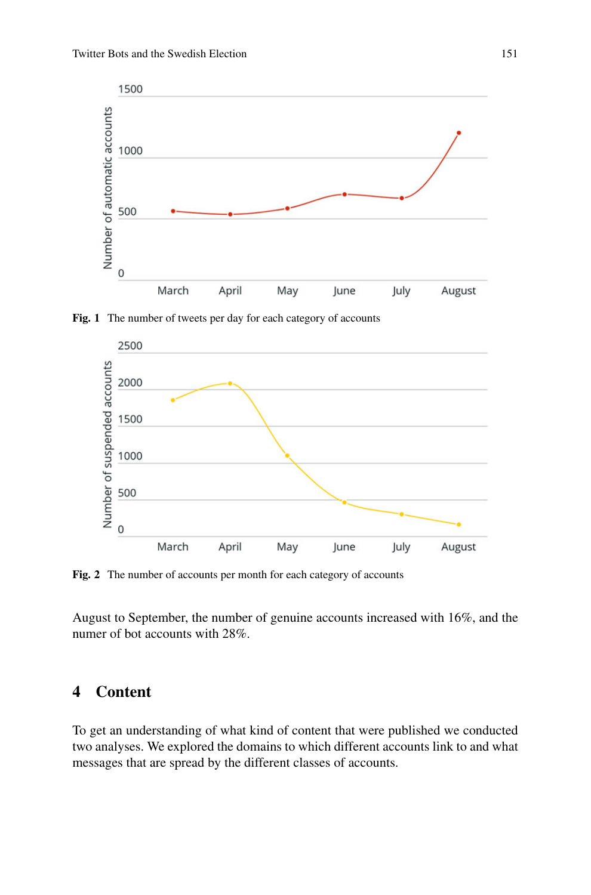Fig. 1 The number of tweets per day for each category of accounts

Fig. 2 The number of accounts per month for each category of accounts

August to September, the number of genuine accounts increased with 16%, and the numer of bot accounts with 28%.

## 4 Content

To get an understanding of what kind of content that were published we conducted two analyses. We explored the domains to which different accounts link to and what messages that are spread by the different classes of accounts.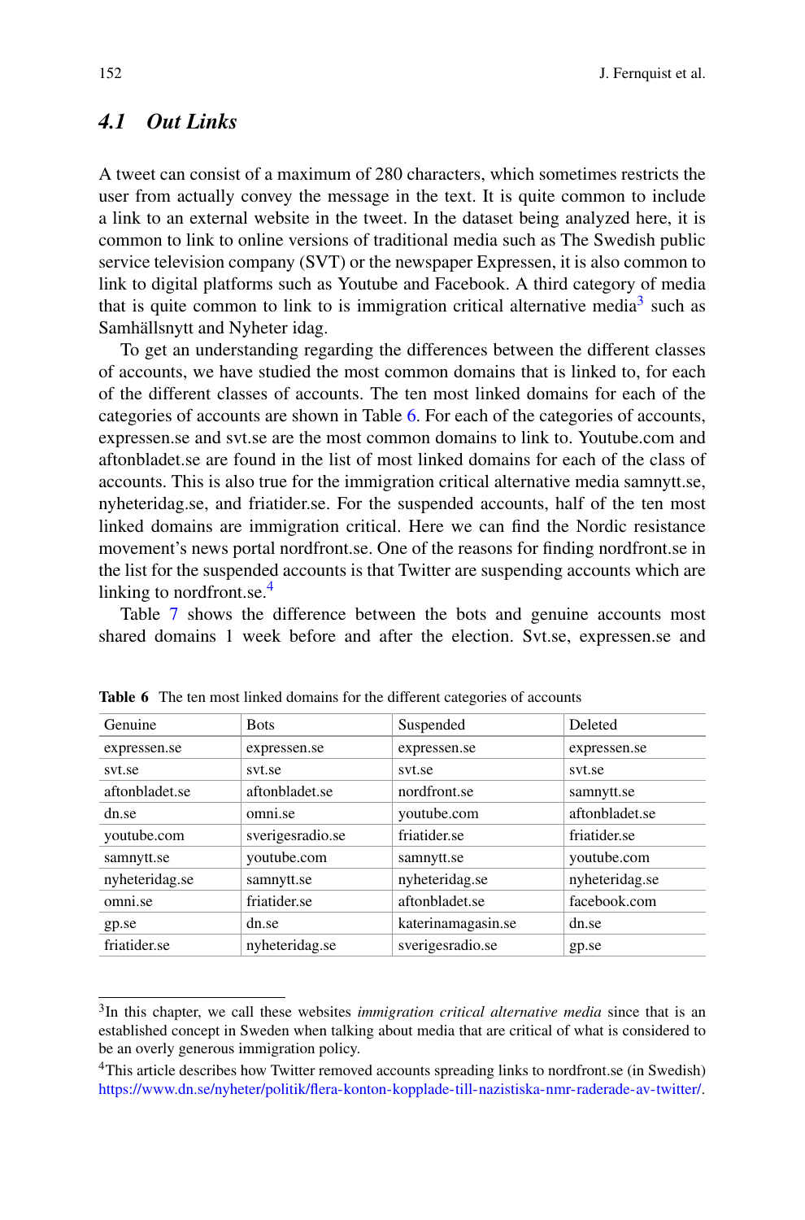### 4.1 Out Links

A tweet can consist of a maximum of 280 characters, which sometimes restricts the user from actually convey the message in the text. It is quite common to include a link to an external website in the tweet. In the dataset being analyzed here, it is common to link to online versions of traditional media such as The Swedish public service television company (SVT) or the newspaper Expressen, it is also common to link to digital platforms such as Youtube and Facebook. A third category of media that is quite common to link to is immigration critical alternative media[3] such as Samhällsnytt and Nyheter idag.

To get an understanding regarding the differences between the different classes of accounts, we have studied the most common domains that is linked to, for each of the different classes of accounts. The ten most linked domains for each of the categories of accounts are shown in Table 6. For each of the categories of accounts, expressen.se and svt.se are the most common domains to link to. Youtube.com and aftonbladet.se are found in the list of most linked domains for each of the class of accounts. This is also true for the immigration critical alternative media samnytt.se, nyheteridag.se, and friatider.se. For the suspended accounts, half of the ten most linked domains are immigration critical. Here we can find the Nordic resistance movement's news portal nordfront.se. One of the reasons for finding nordfront.se in the list for the suspended accounts is that Twitter are suspending accounts which are linking to nordfront.se.[4]

Table 7 shows the difference between the bots and genuine accounts most shared domains 1 week before and after the election. Svt.se, expressen.se and

**Table 6** The ten most linked domains for the different categories of accounts

| Genuine | Bots | Suspended | Deleted |
|---|---|---|---|
| expressen.se | expressen.se | expressen.se | expressen.se |
| svt.se | svt.se | svt.se | svt.se |
| aftonbladet.se | aftonbladet.se | nordfront.se | samnytt.se |
| dn.se | omni.se | youtube.com | aftonbladet.se |
| youtube.com | sverigesradio.se | friatider.se | friatider.se |
| samnytt.se | youtube.com | samnytt.se | youtube.com |
| nyheteridag.se | samnytt.se | nyheteridag.se | nyheteridag.se |
| omni.se | friatider.se | aftonbladet.se | facebook.com |
| gp.se | dn.se | katerinamagasin.se | dn.se |
| friatider.se | nyheteridag.se | sverigesradio.se | gp.se |

[3]In this chapter, we call these websites *immigration critical alternative media* since that is an established concept in Sweden when talking about media that are critical of what is considered to be an overly generous immigration policy.

[4]This article describes how Twitter removed accounts spreading links to nordfront.se (in Swedish) https://www.dn.se/nyheter/politik/flera-konton-kopplade-till-nazistiska-nmr-raderade-av-twitter/.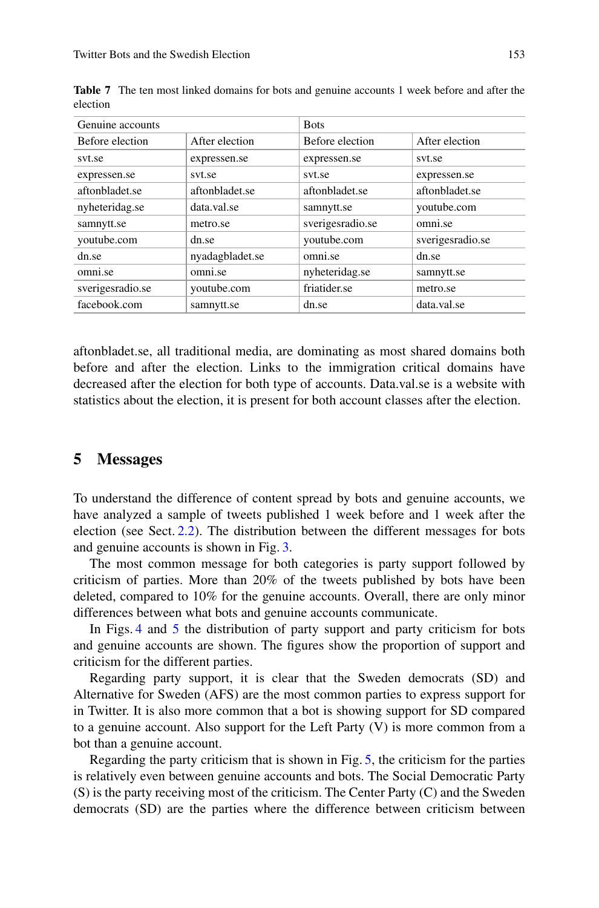**Table 7** The ten most linked domains for bots and genuine accounts 1 week before and after the election

| Genuine accounts | | Bots | |
|---|---|---|---|
| Before election | After election | Before election | After election |
| svt.se | expressen.se | expressen.se | svt.se |
| expressen.se | svt.se | svt.se | expressen.se |
| aftonbladet.se | aftonbladet.se | aftonbladet.se | aftonbladet.se |
| nyheteridag.se | data.val.se | samnytt.se | youtube.com |
| samnytt.se | metro.se | sverigesradio.se | omni.se |
| youtube.com | dn.se | youtube.com | sverigesradio.se |
| dn.se | nyadagbladet.se | omni.se | dn.se |
| omni.se | omni.se | nyheteridag.se | samnytt.se |
| sverigesradio.se | youtube.com | friatider.se | metro.se |
| facebook.com | samnytt.se | dn.se | data.val.se |

aftonbladet.se, all traditional media, are dominating as most shared domains both before and after the election. Links to the immigration critical domains have decreased after the election for both type of accounts. Data.val.se is a website with statistics about the election, it is present for both account classes after the election.

## 5 Messages

To understand the difference of content spread by bots and genuine accounts, we have analyzed a sample of tweets published 1 week before and 1 week after the election (see Sect. 2.2). The distribution between the different messages for bots and genuine accounts is shown in Fig. 3.

The most common message for both categories is party support followed by criticism of parties. More than 20% of the tweets published by bots have been deleted, compared to 10% for the genuine accounts. Overall, there are only minor differences between what bots and genuine accounts communicate.

In Figs. 4 and 5 the distribution of party support and party criticism for bots and genuine accounts are shown. The figures show the proportion of support and criticism for the different parties.

Regarding party support, it is clear that the Sweden democrats (SD) and Alternative for Sweden (AFS) are the most common parties to express support for in Twitter. It is also more common that a bot is showing support for SD compared to a genuine account. Also support for the Left Party (V) is more common from a bot than a genuine account.

Regarding the party criticism that is shown in Fig. 5, the criticism for the parties is relatively even between genuine accounts and bots. The Social Democratic Party (S) is the party receiving most of the criticism. The Center Party (C) and the Sweden democrats (SD) are the parties where the difference between criticism between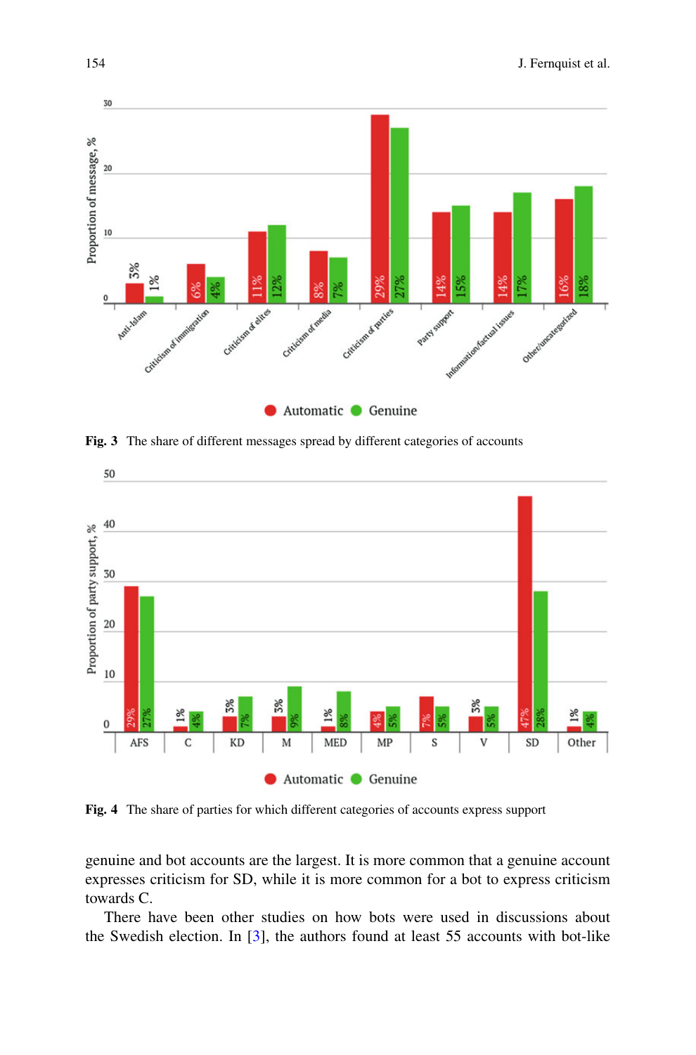Fig. 3 The share of different messages spread by different categories of accounts

Fig. 4 The share of parties for which different categories of accounts express support

genuine and bot accounts are the largest. It is more common that a genuine account expresses criticism for SD, while it is more common for a bot to express criticism towards C.

There have been other studies on how bots were used in discussions about the Swedish election. In [3], the authors found at least 55 accounts with bot-like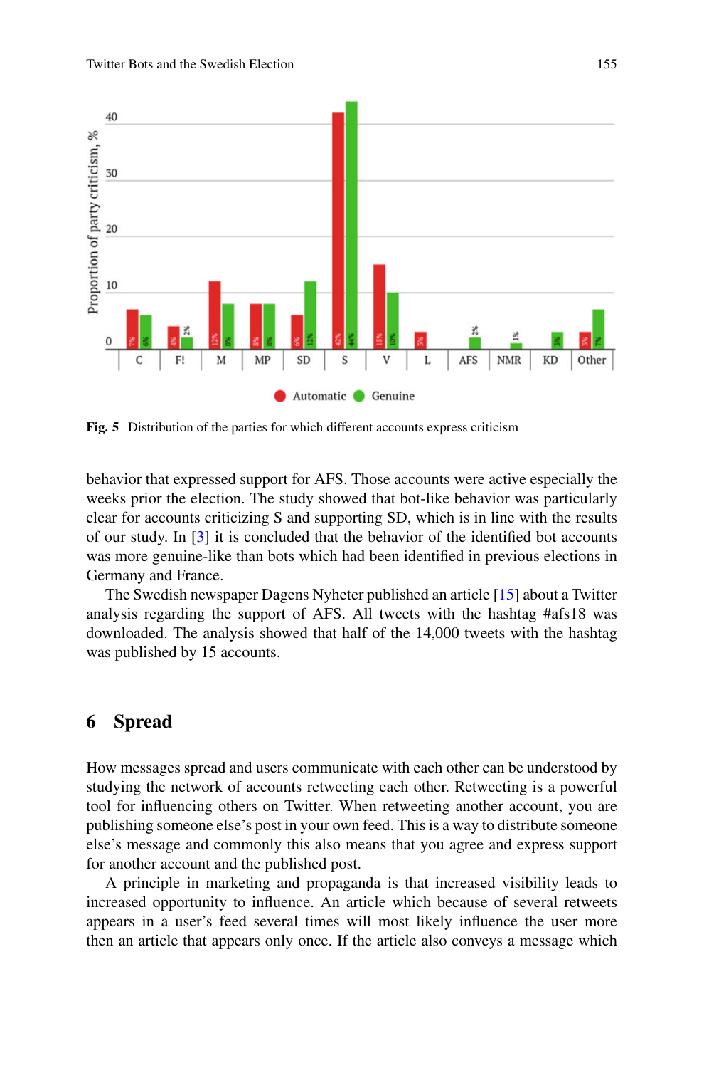Fig. 5 Distribution of the parties for which different accounts express criticism

behavior that expressed support for AFS. Those accounts were active especially the weeks prior the election. The study showed that bot-like behavior was particularly clear for accounts criticizing S and supporting SD, which is in line with the results of our study. In [3] it is concluded that the behavior of the identified bot accounts was more genuine-like than bots which had been identified in previous elections in Germany and France.

The Swedish newspaper Dagens Nyheter published an article [15] about a Twitter analysis regarding the support of AFS. All tweets with the hashtag #afs18 was downloaded. The analysis showed that half of the 14,000 tweets with the hashtag was published by 15 accounts.

## 6 Spread

How messages spread and users communicate with each other can be understood by studying the network of accounts retweeting each other. Retweeting is a powerful tool for influencing others on Twitter. When retweeting another account, you are publishing someone else's post in your own feed. This is a way to distribute someone else's message and commonly this also means that you agree and express support for another account and the published post.

A principle in marketing and propaganda is that increased visibility leads to increased opportunity to influence. An article which because of several retweets appears in a user's feed several times will most likely influence the user more then an article that appears only once. If the article also conveys a message which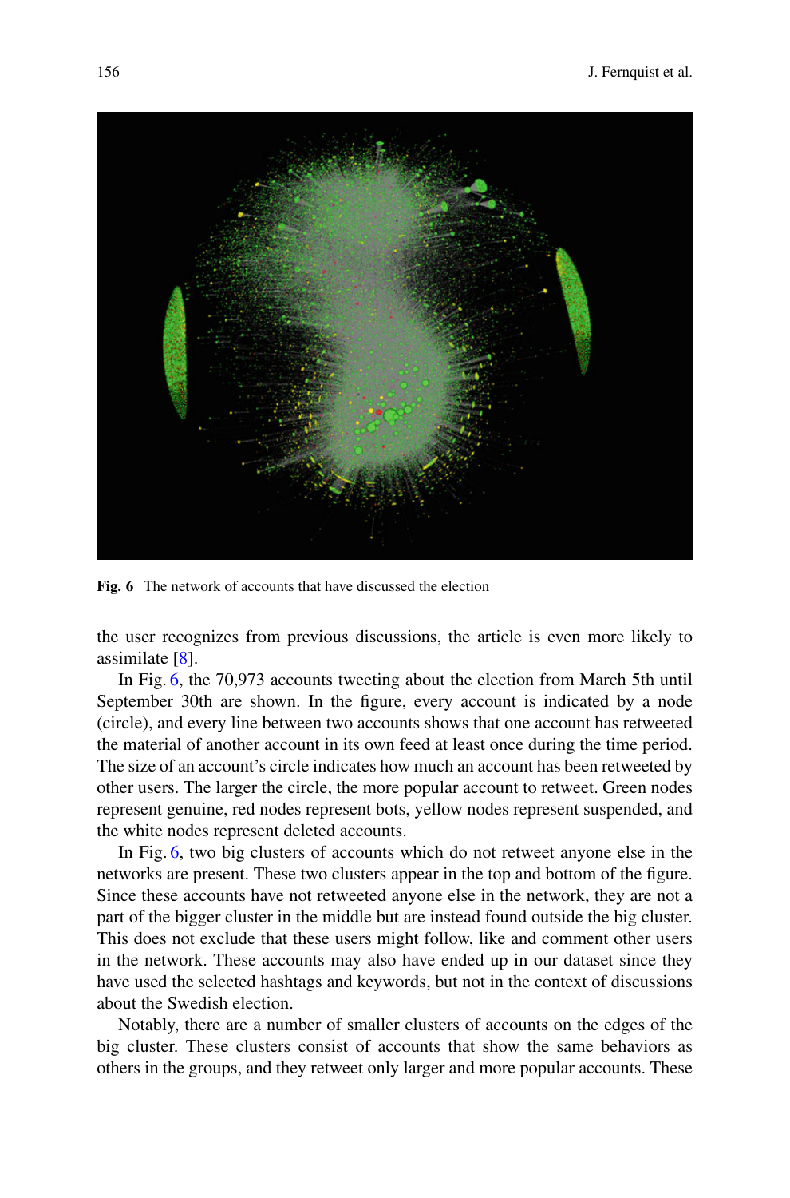**Fig. 6** The network of accounts that have discussed the election

the user recognizes from previous discussions, the article is even more likely to assimilate [8].

In Fig. 6, the 70,973 accounts tweeting about the election from March 5th until September 30th are shown. In the figure, every account is indicated by a node (circle), and every line between two accounts shows that one account has retweeted the material of another account in its own feed at least once during the time period. The size of an account's circle indicates how much an account has been retweeted by other users. The larger the circle, the more popular account to retweet. Green nodes represent genuine, red nodes represent bots, yellow nodes represent suspended, and the white nodes represent deleted accounts.

In Fig. 6, two big clusters of accounts which do not retweet anyone else in the networks are present. These two clusters appear in the top and bottom of the figure. Since these accounts have not retweeted anyone else in the network, they are not a part of the bigger cluster in the middle but are instead found outside the big cluster. This does not exclude that these users might follow, like and comment other users in the network. These accounts may also have ended up in our dataset since they have used the selected hashtags and keywords, but not in the context of discussions about the Swedish election.

Notably, there are a number of smaller clusters of accounts on the edges of the big cluster. These clusters consist of accounts that show the same behaviors as others in the groups, and they retweet only larger and more popular accounts. These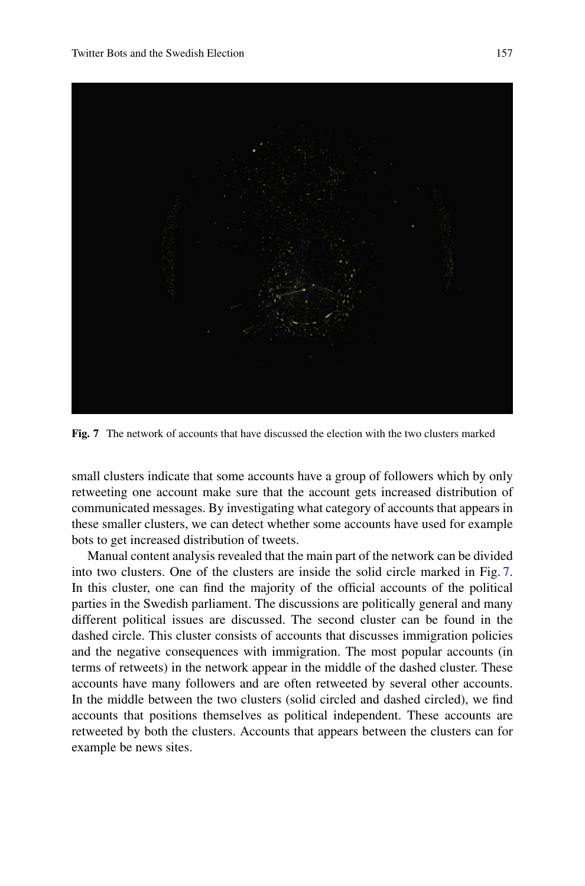Fig. 7 The network of accounts that have discussed the election with the two clusters marked

small clusters indicate that some accounts have a group of followers which by only retweeting one account make sure that the account gets increased distribution of communicated messages. By investigating what category of accounts that appears in these smaller clusters, we can detect whether some accounts have used for example bots to get increased distribution of tweets.

Manual content analysis revealed that the main part of the network can be divided into two clusters. One of the clusters are inside the solid circle marked in Fig. 7. In this cluster, one can find the majority of the official accounts of the political parties in the Swedish parliament. The discussions are politically general and many different political issues are discussed. The second cluster can be found in the dashed circle. This cluster consists of accounts that discusses immigration policies and the negative consequences with immigration. The most popular accounts (in terms of retweets) in the network appear in the middle of the dashed cluster. These accounts have many followers and are often retweeted by several other accounts. In the middle between the two clusters (solid circled and dashed circled), we find accounts that positions themselves as political independent. These accounts are retweeted by both the clusters. Accounts that appears between the clusters can for example be news sites.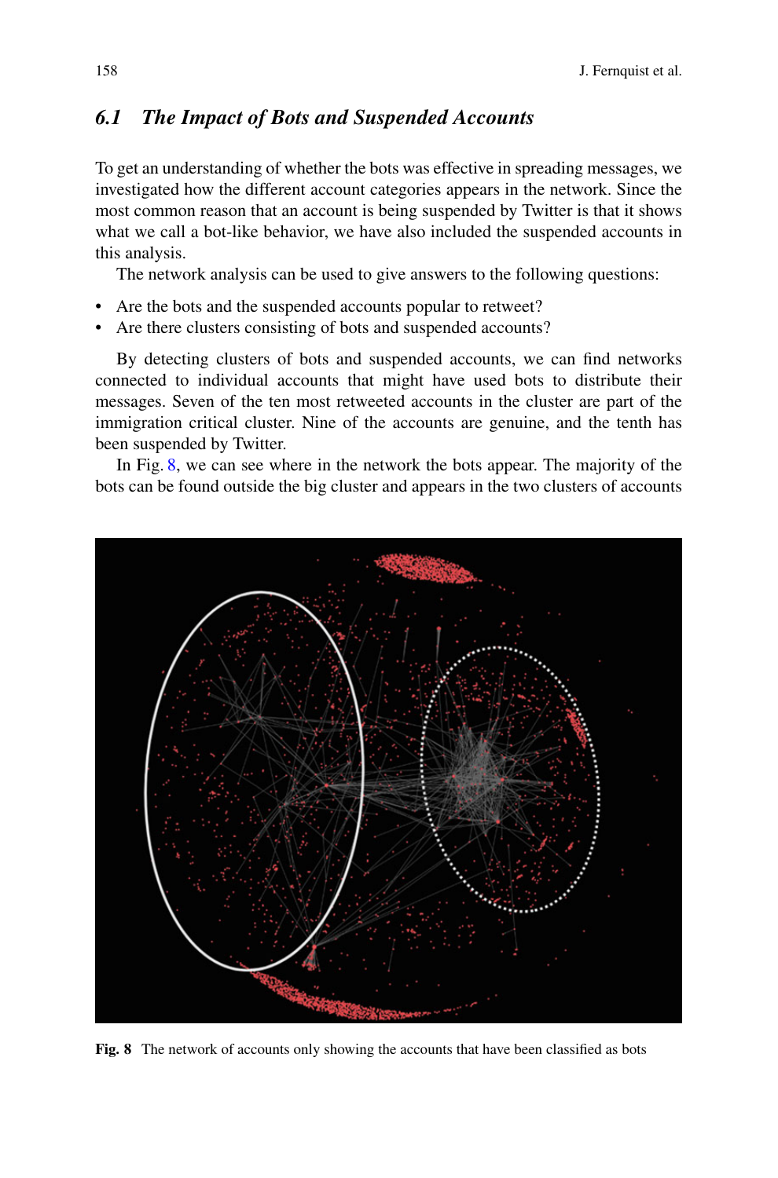### 6.1 The Impact of Bots and Suspended Accounts

To get an understanding of whether the bots was effective in spreading messages, we investigated how the different account categories appears in the network. Since the most common reason that an account is being suspended by Twitter is that it shows what we call a bot-like behavior, we have also included the suspended accounts in this analysis.

The network analysis can be used to give answers to the following questions:

- Are the bots and the suspended accounts popular to retweet?
- Are there clusters consisting of bots and suspended accounts?

By detecting clusters of bots and suspended accounts, we can find networks connected to individual accounts that might have used bots to distribute their messages. Seven of the ten most retweeted accounts in the cluster are part of the immigration critical cluster. Nine of the accounts are genuine, and the tenth has been suspended by Twitter.

In Fig. 8, we can see where in the network the bots appear. The majority of the bots can be found outside the big cluster and appears in the two clusters of accounts

**Fig. 8** The network of accounts only showing the accounts that have been classified as bots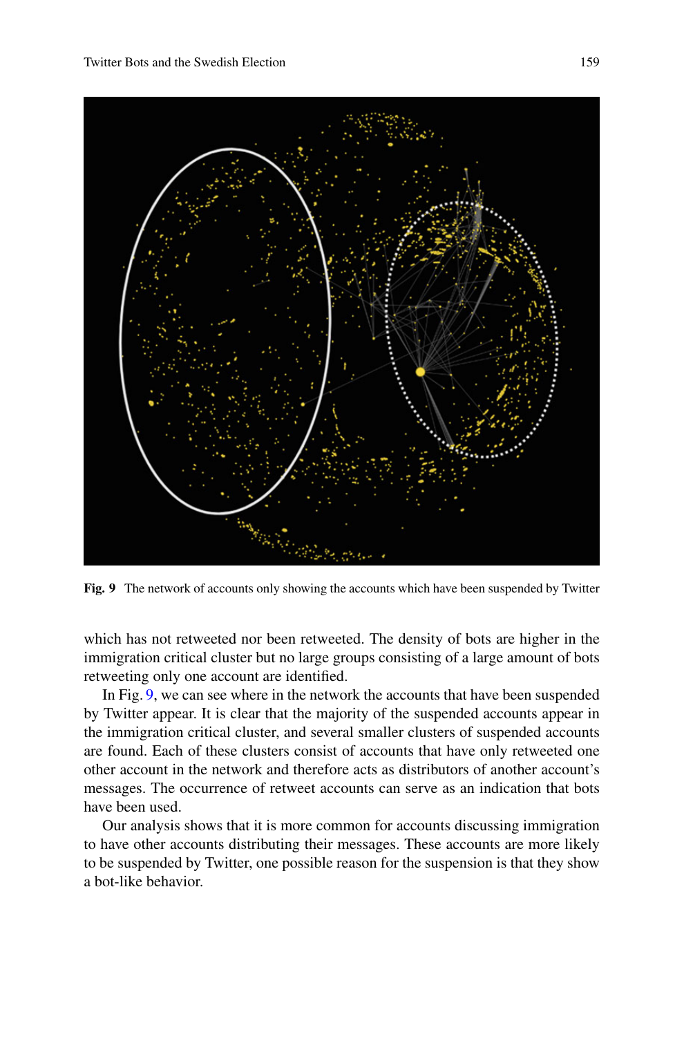**Fig. 9** The network of accounts only showing the accounts which have been suspended by Twitter

which has not retweeted nor been retweeted. The density of bots are higher in the immigration critical cluster but no large groups consisting of a large amount of bots retweeting only one account are identified.

In Fig. 9, we can see where in the network the accounts that have been suspended by Twitter appear. It is clear that the majority of the suspended accounts appear in the immigration critical cluster, and several smaller clusters of suspended accounts are found. Each of these clusters consist of accounts that have only retweeted one other account in the network and therefore acts as distributors of another account's messages. The occurrence of retweet accounts can serve as an indication that bots have been used.

Our analysis shows that it is more common for accounts discussing immigration to have other accounts distributing their messages. These accounts are more likely to be suspended by Twitter, one possible reason for the suspension is that they show a bot-like behavior.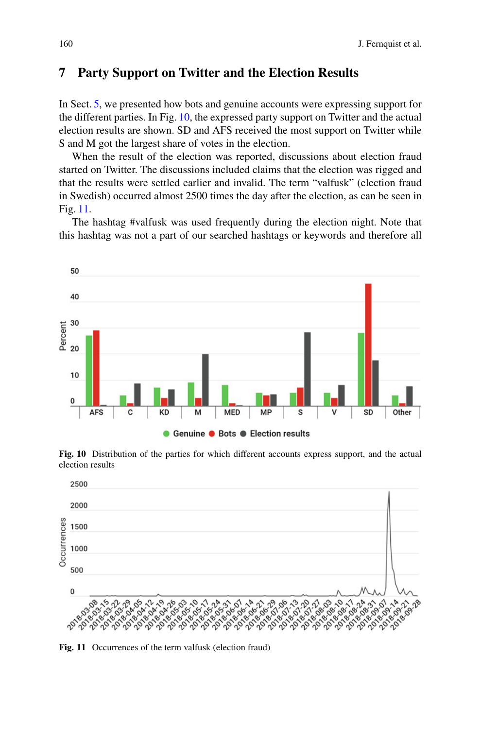## 7 Party Support on Twitter and the Election Results

In Sect. 5, we presented how bots and genuine accounts were expressing support for the different parties. In Fig. 10, the expressed party support on Twitter and the actual election results are shown. SD and AFS received the most support on Twitter while S and M got the largest share of votes in the election.

When the result of the election was reported, discussions about election fraud started on Twitter. The discussions included claims that the election was rigged and that the results were settled earlier and invalid. The term "valfusk" (election fraud in Swedish) occurred almost 2500 times the day after the election, as can be seen in Fig. 11.

The hashtag #valfusk was used frequently during the election night. Note that this hashtag was not a part of our searched hashtags or keywords and therefore all

**Fig. 10** Distribution of the parties for which different accounts express support, and the actual election results

**Fig. 11** Occurrences of the term valfusk (election fraud)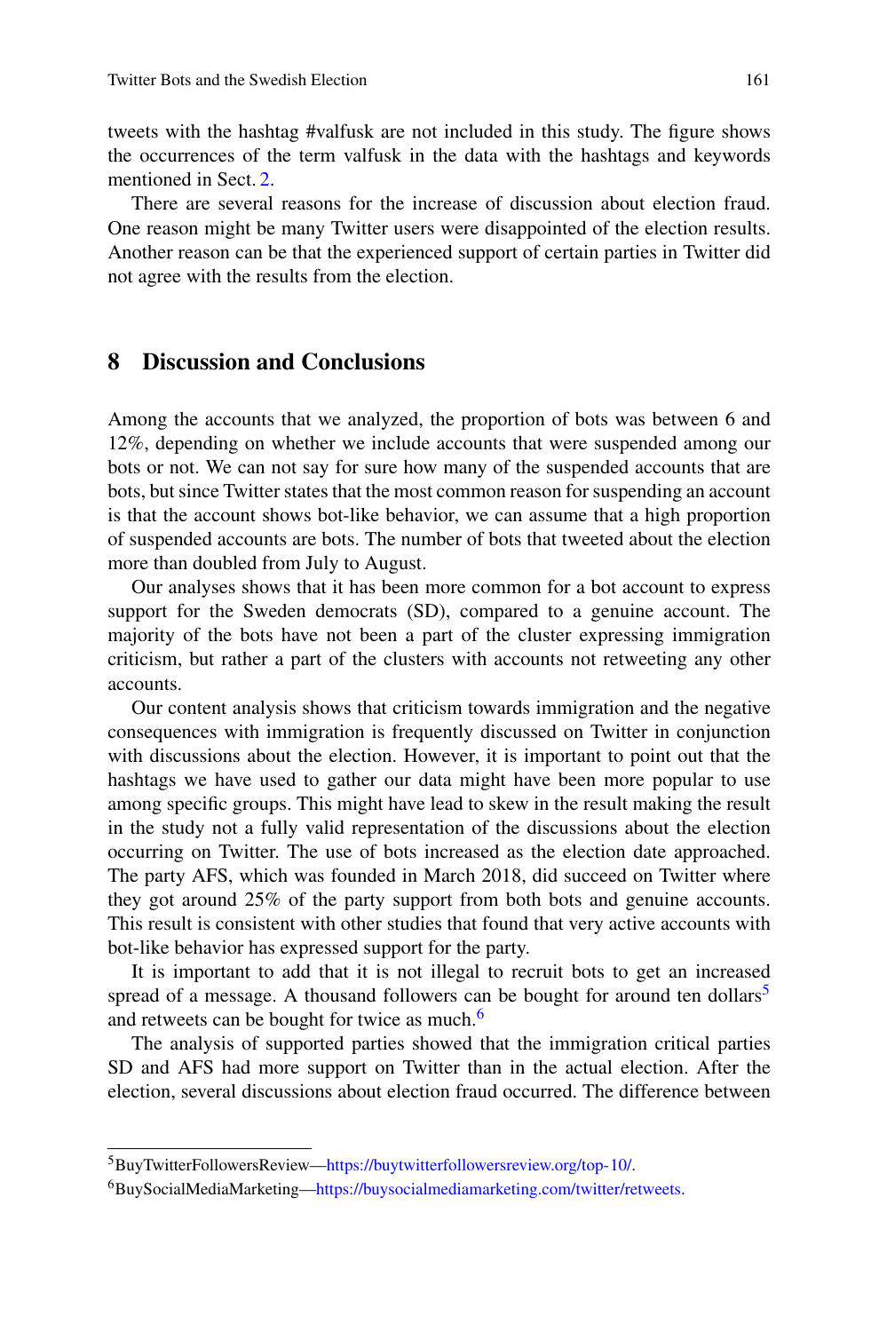tweets with the hashtag #valfusk are not included in this study. The figure shows the occurrences of the term valfusk in the data with the hashtags and keywords mentioned in Sect. 2.

There are several reasons for the increase of discussion about election fraud. One reason might be many Twitter users were disappointed of the election results. Another reason can be that the experienced support of certain parties in Twitter did not agree with the results from the election.

## 8 Discussion and Conclusions

Among the accounts that we analyzed, the proportion of bots was between 6 and 12%, depending on whether we include accounts that were suspended among our bots or not. We can not say for sure how many of the suspended accounts that are bots, but since Twitter states that the most common reason for suspending an account is that the account shows bot-like behavior, we can assume that a high proportion of suspended accounts are bots. The number of bots that tweeted about the election more than doubled from July to August.

Our analyses shows that it has been more common for a bot account to express support for the Sweden democrats (SD), compared to a genuine account. The majority of the bots have not been a part of the cluster expressing immigration criticism, but rather a part of the clusters with accounts not retweeting any other accounts.

Our content analysis shows that criticism towards immigration and the negative consequences with immigration is frequently discussed on Twitter in conjunction with discussions about the election. However, it is important to point out that the hashtags we have used to gather our data might have been more popular to use among specific groups. This might have lead to skew in the result making the result in the study not a fully valid representation of the discussions about the election occurring on Twitter. The use of bots increased as the election date approached. The party AFS, which was founded in March 2018, did succeed on Twitter where they got around 25% of the party support from both bots and genuine accounts. This result is consistent with other studies that found that very active accounts with bot-like behavior has expressed support for the party.

It is important to add that it is not illegal to recruit bots to get an increased spread of a message. A thousand followers can be bought for around ten dollars[5] and retweets can be bought for twice as much.[6]

The analysis of supported parties showed that the immigration critical parties SD and AFS had more support on Twitter than in the actual election. After the election, several discussions about election fraud occurred. The difference between

[5] BuyTwitterFollowersReview—https://buytwitterfollowersreview.org/top-10/.

[6] BuySocialMediaMarketing—https://buysocialmediamarketing.com/twitter/retweets.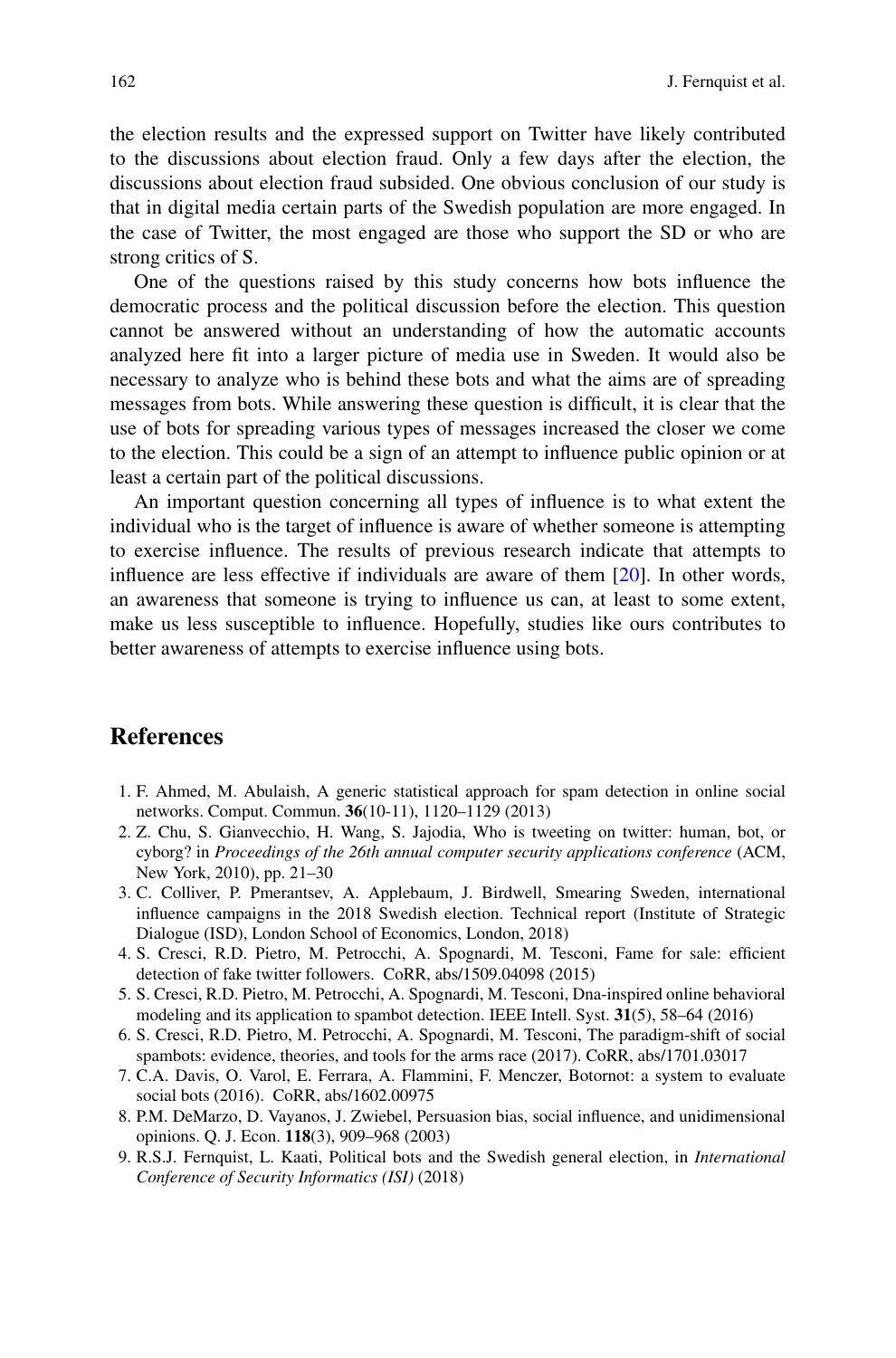the election results and the expressed support on Twitter have likely contributed to the discussions about election fraud. Only a few days after the election, the discussions about election fraud subsided. One obvious conclusion of our study is that in digital media certain parts of the Swedish population are more engaged. In the case of Twitter, the most engaged are those who support the SD or who are strong critics of S.

One of the questions raised by this study concerns how bots influence the democratic process and the political discussion before the election. This question cannot be answered without an understanding of how the automatic accounts analyzed here fit into a larger picture of media use in Sweden. It would also be necessary to analyze who is behind these bots and what the aims are of spreading messages from bots. While answering these question is difficult, it is clear that the use of bots for spreading various types of messages increased the closer we come to the election. This could be a sign of an attempt to influence public opinion or at least a certain part of the political discussions.

An important question concerning all types of influence is to what extent the individual who is the target of influence is aware of whether someone is attempting to exercise influence. The results of previous research indicate that attempts to influence are less effective if individuals are aware of them [20]. In other words, an awareness that someone is trying to influence us can, at least to some extent, make us less susceptible to influence. Hopefully, studies like ours contributes to better awareness of attempts to exercise influence using bots.

## References

1. F. Ahmed, M. Abulaish, A generic statistical approach for spam detection in online social networks. Comput. Commun. **36**(10-11), 1120–1129 (2013)
2. Z. Chu, S. Gianvecchio, H. Wang, S. Jajodia, Who is tweeting on twitter: human, bot, or cyborg? in *Proceedings of the 26th annual computer security applications conference* (ACM, New York, 2010), pp. 21–30
3. C. Colliver, P. Pmerantsev, A. Applebaum, J. Birdwell, Smearing Sweden, international influence campaigns in the 2018 Swedish election. Technical report (Institute of Strategic Dialogue (ISD), London School of Economics, London, 2018)
4. S. Cresci, R.D. Pietro, M. Petrocchi, A. Spognardi, M. Tesconi, Fame for sale: efficient detection of fake twitter followers. CoRR, abs/1509.04098 (2015)
5. S. Cresci, R.D. Pietro, M. Petrocchi, A. Spognardi, M. Tesconi, Dna-inspired online behavioral modeling and its application to spambot detection. IEEE Intell. Syst. **31**(5), 58–64 (2016)
6. S. Cresci, R.D. Pietro, M. Petrocchi, A. Spognardi, M. Tesconi, The paradigm-shift of social spambots: evidence, theories, and tools for the arms race (2017). CoRR, abs/1701.03017
7. C.A. Davis, O. Varol, E. Ferrara, A. Flammini, F. Menczer, Botornot: a system to evaluate social bots (2016). CoRR, abs/1602.00975
8. P.M. DeMarzo, D. Vayanos, J. Zwiebel, Persuasion bias, social influence, and unidimensional opinions. Q. J. Econ. **118**(3), 909–968 (2003)
9. R.S.J. Fernquist, L. Kaati, Political bots and the Swedish general election, in *International Conference of Security Informatics (ISI)* (2018)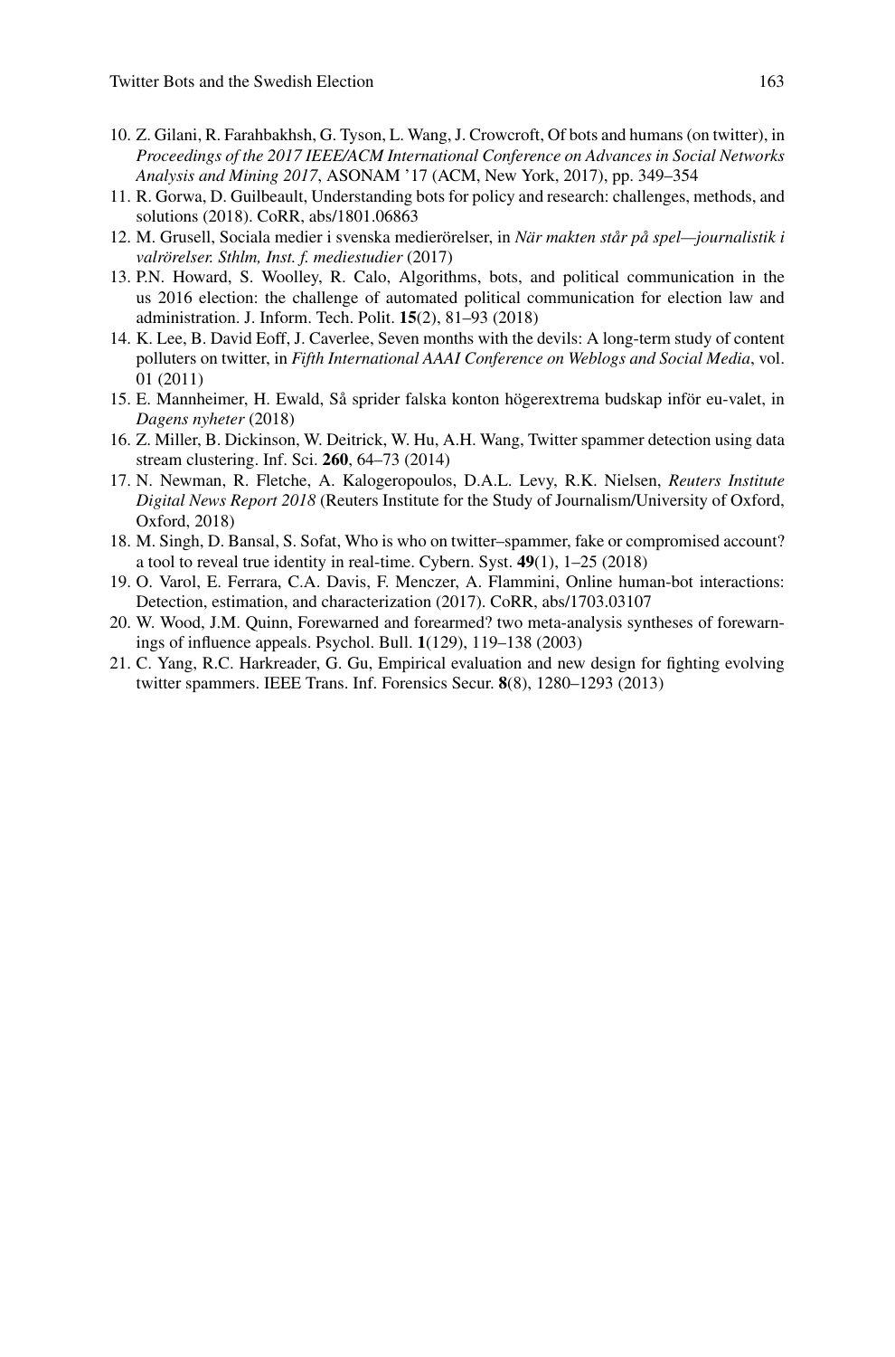10. Z. Gilani, R. Farahbakhsh, G. Tyson, L. Wang, J. Crowcroft, Of bots and humans (on twitter), in *Proceedings of the 2017 IEEE/ACM International Conference on Advances in Social Networks Analysis and Mining 2017*, ASONAM '17 (ACM, New York, 2017), pp. 349–354
11. R. Gorwa, D. Guilbeault, Understanding bots for policy and research: challenges, methods, and solutions (2018). CoRR, abs/1801.06863
12. M. Grusell, Sociala medier i svenska medierörelser, in *När makten står på spel—journalistik i valrörelser. Sthlm, Inst. f. mediestudier* (2017)
13. P.N. Howard, S. Woolley, R. Calo, Algorithms, bots, and political communication in the us 2016 election: the challenge of automated political communication for election law and administration. J. Inform. Tech. Polit. **15**(2), 81–93 (2018)
14. K. Lee, B. David Eoff, J. Caverlee, Seven months with the devils: A long-term study of content polluters on twitter, in *Fifth International AAAI Conference on Weblogs and Social Media*, vol. 01 (2011)
15. E. Mannheimer, H. Ewald, Så sprider falska konton högerextrema budskap inför eu-valet, in *Dagens nyheter* (2018)
16. Z. Miller, B. Dickinson, W. Deitrick, W. Hu, A.H. Wang, Twitter spammer detection using data stream clustering. Inf. Sci. **260**, 64–73 (2014)
17. N. Newman, R. Fletche, A. Kalogeropoulos, D.A.L. Levy, R.K. Nielsen, *Reuters Institute Digital News Report 2018* (Reuters Institute for the Study of Journalism/University of Oxford, Oxford, 2018)
18. M. Singh, D. Bansal, S. Sofat, Who is who on twitter–spammer, fake or compromised account? a tool to reveal true identity in real-time. Cybern. Syst. **49**(1), 1–25 (2018)
19. O. Varol, E. Ferrara, C.A. Davis, F. Menczer, A. Flammini, Online human-bot interactions: Detection, estimation, and characterization (2017). CoRR, abs/1703.03107
20. W. Wood, J.M. Quinn, Forewarned and forearmed? two meta-analysis syntheses of forewarnings of influence appeals. Psychol. Bull. **1**(129), 119–138 (2003)
21. C. Yang, R.C. Harkreader, G. Gu, Empirical evaluation and new design for fighting evolving twitter spammers. IEEE Trans. Inf. Forensics Secur. **8**(8), 1280–1293 (2013)